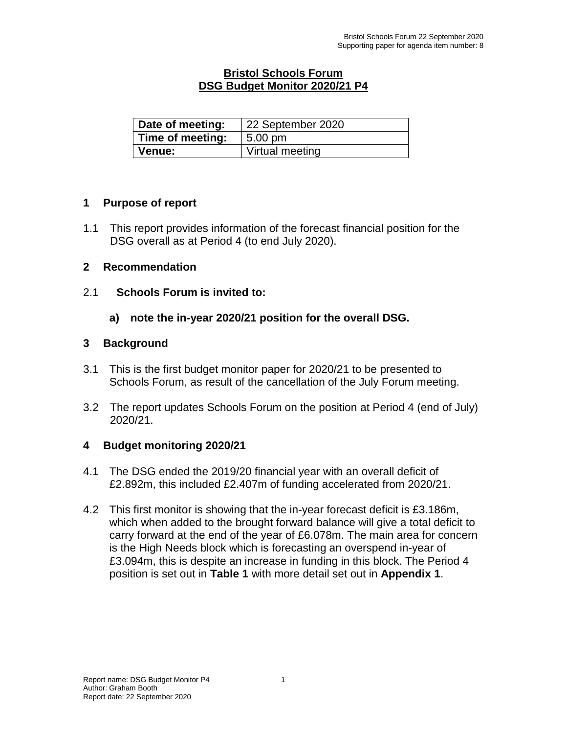# Bristol Schools Forum
## DSG Budget Monitor 2020/21 P4

| Date of meeting: | 22 September 2020 |
|---|---|
| Time of meeting: | 5.00 pm |
| Venue: | Virtual meeting |

## 1 Purpose of report

1.1 This report provides information of the forecast financial position for the DSG overall as at Period 4 (to end July 2020).

## 2 Recommendation

2.1 **Schools Forum is invited to:**

**a) note the in-year 2020/21 position for the overall DSG.**

## 3 Background

3.1 This is the first budget monitor paper for 2020/21 to be presented to Schools Forum, as result of the cancellation of the July Forum meeting.

3.2 The report updates Schools Forum on the position at Period 4 (end of July) 2020/21.

## 4 Budget monitoring 2020/21

4.1 The DSG ended the 2019/20 financial year with an overall deficit of £2.892m, this included £2.407m of funding accelerated from 2020/21.

4.2 This first monitor is showing that the in-year forecast deficit is £3.186m, which when added to the brought forward balance will give a total deficit to carry forward at the end of the year of £6.078m. The main area for concern is the High Needs block which is forecasting an overspend in-year of £3.094m, this is despite an increase in funding in this block. The Period 4 position is set out in **Table 1** with more detail set out in **Appendix 1**.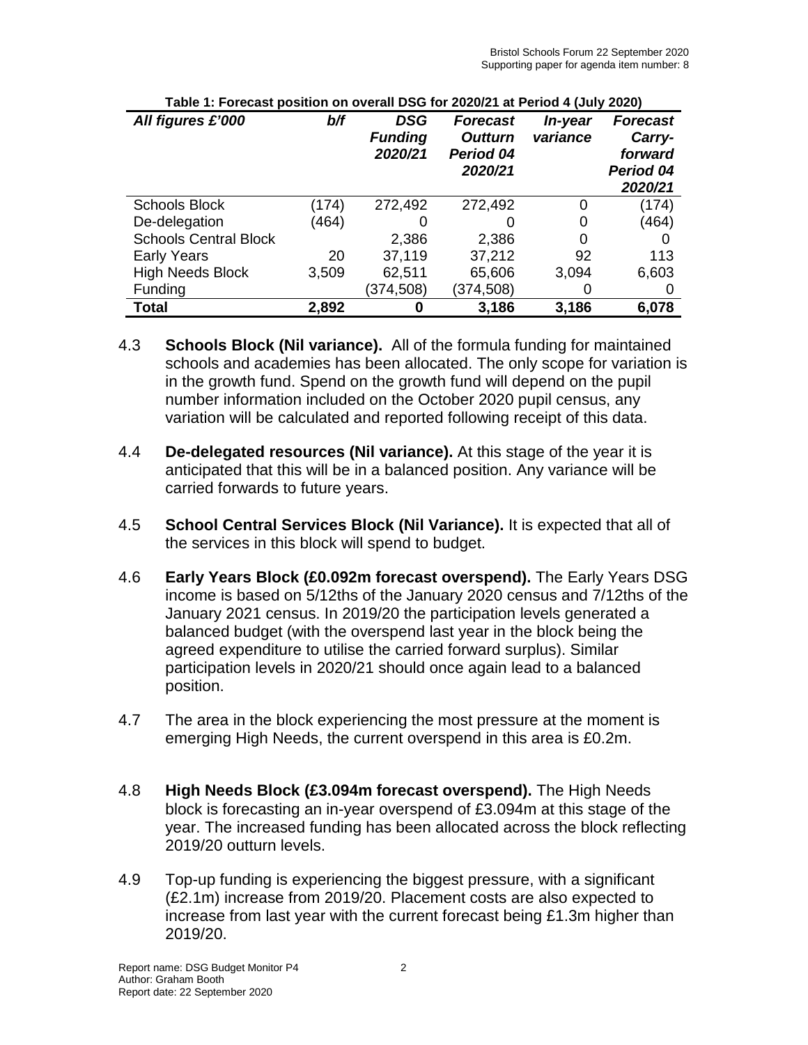**Table 1: Forecast position on overall DSG for 2020/21 at Period 4 (July 2020)**

| *All figures £'000* | *b/f* | *DSG Funding 2020/21* | *Forecast Outturn Period 04 2020/21* | *In-year variance* | *Forecast Carry-forward Period 04 2020/21* |
|---|---|---|---|---|---|
| Schools Block | (174) | 272,492 | 272,492 | 0 | (174) |
| De-delegation | (464) | 0 | 0 | 0 | (464) |
| Schools Central Block | | 2,386 | 2,386 | 0 | 0 |
| Early Years | 20 | 37,119 | 37,212 | 92 | 113 |
| High Needs Block | 3,509 | 62,511 | 65,606 | 3,094 | 6,603 |
| Funding | | (374,508) | (374,508) | 0 | 0 |
| **Total** | **2,892** | **0** | **3,186** | **3,186** | **6,078** |

4.3 **Schools Block (Nil variance).** All of the formula funding for maintained schools and academies has been allocated. The only scope for variation is in the growth fund. Spend on the growth fund will depend on the pupil number information included on the October 2020 pupil census, any variation will be calculated and reported following receipt of this data.

4.4 **De-delegated resources (Nil variance).** At this stage of the year it is anticipated that this will be in a balanced position. Any variance will be carried forwards to future years.

4.5 **School Central Services Block (Nil Variance).** It is expected that all of the services in this block will spend to budget.

4.6 **Early Years Block (£0.092m forecast overspend).** The Early Years DSG income is based on 5/12ths of the January 2020 census and 7/12ths of the January 2021 census. In 2019/20 the participation levels generated a balanced budget (with the overspend last year in the block being the agreed expenditure to utilise the carried forward surplus). Similar participation levels in 2020/21 should once again lead to a balanced position.

4.7 The area in the block experiencing the most pressure at the moment is emerging High Needs, the current overspend in this area is £0.2m.

4.8 **High Needs Block (£3.094m forecast overspend).** The High Needs block is forecasting an in-year overspend of £3.094m at this stage of the year. The increased funding has been allocated across the block reflecting 2019/20 outturn levels.

4.9 Top-up funding is experiencing the biggest pressure, with a significant (£2.1m) increase from 2019/20. Placement costs are also expected to increase from last year with the current forecast being £1.3m higher than 2019/20.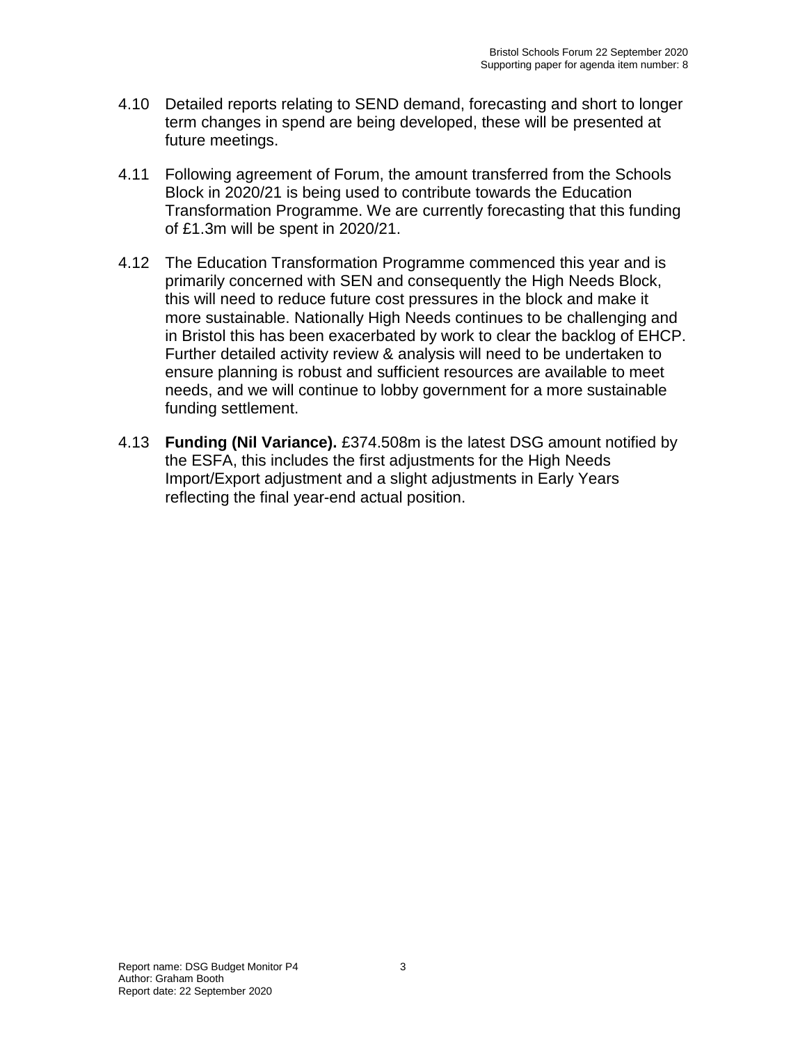4.10 Detailed reports relating to SEND demand, forecasting and short to longer term changes in spend are being developed, these will be presented at future meetings.

4.11 Following agreement of Forum, the amount transferred from the Schools Block in 2020/21 is being used to contribute towards the Education Transformation Programme. We are currently forecasting that this funding of £1.3m will be spent in 2020/21.

4.12 The Education Transformation Programme commenced this year and is primarily concerned with SEN and consequently the High Needs Block, this will need to reduce future cost pressures in the block and make it more sustainable. Nationally High Needs continues to be challenging and in Bristol this has been exacerbated by work to clear the backlog of EHCP. Further detailed activity review & analysis will need to be undertaken to ensure planning is robust and sufficient resources are available to meet needs, and we will continue to lobby government for a more sustainable funding settlement.

4.13 **Funding (Nil Variance).** £374.508m is the latest DSG amount notified by the ESFA, this includes the first adjustments for the High Needs Import/Export adjustment and a slight adjustments in Early Years reflecting the final year-end actual position.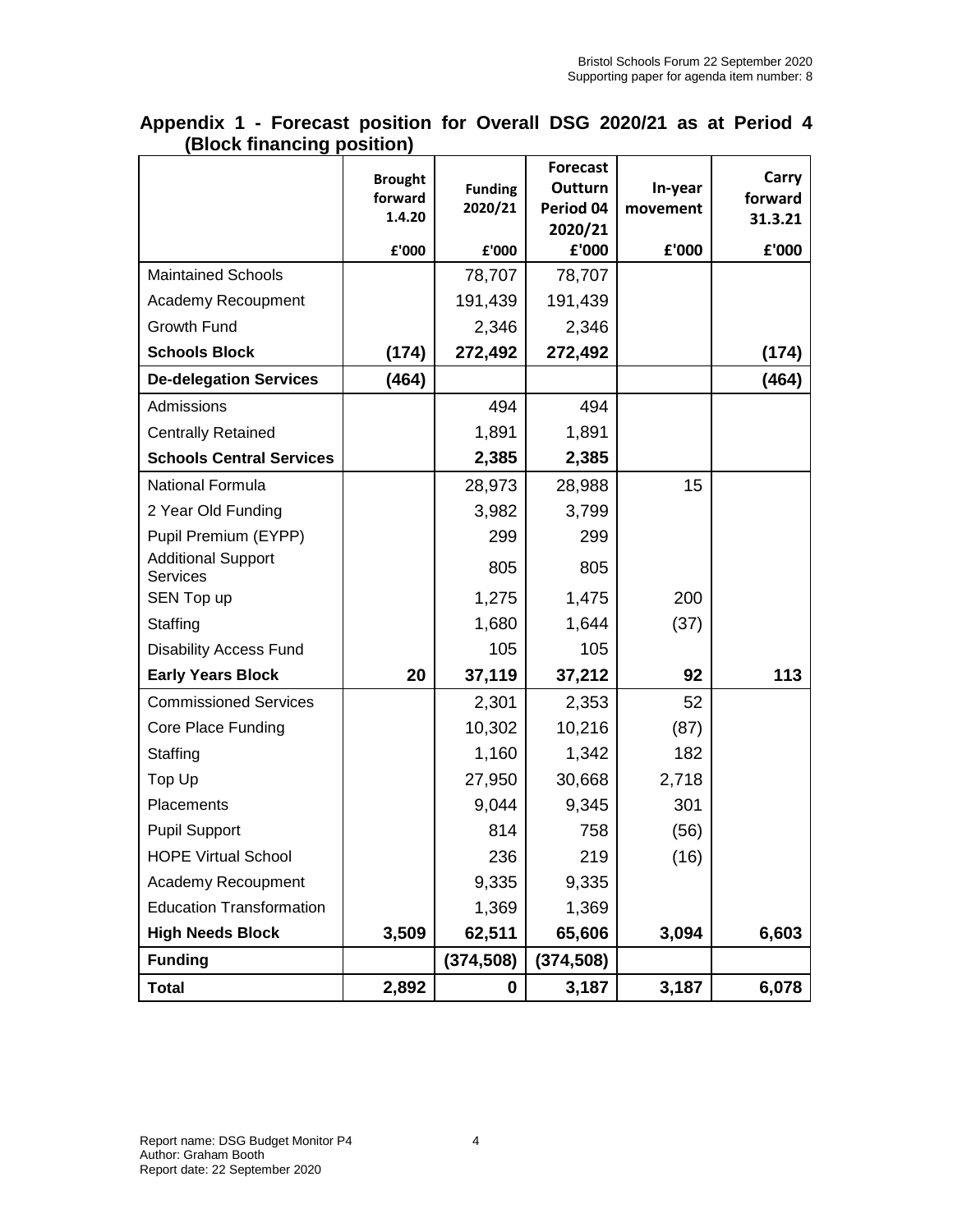## Appendix 1 - Forecast position for Overall DSG 2020/21 as at Period 4 (Block financing position)

| | Brought forward 1.4.20 £'000 | Funding 2020/21 £'000 | Forecast Outturn Period 04 2020/21 £'000 | In-year movement £'000 | Carry forward 31.3.21 £'000 |
|---|---|---|---|---|---|
| Maintained Schools | | 78,707 | 78,707 | | |
| Academy Recoupment | | 191,439 | 191,439 | | |
| Growth Fund | | 2,346 | 2,346 | | |
| **Schools Block** | **(174)** | **272,492** | **272,492** | | **(174)** |
| **De-delegation Services** | **(464)** | | | | **(464)** |
| Admissions | | 494 | 494 | | |
| Centrally Retained | | 1,891 | 1,891 | | |
| **Schools Central Services** | | **2,385** | **2,385** | | |
| National Formula | | 28,973 | 28,988 | 15 | |
| 2 Year Old Funding | | 3,982 | 3,799 | | |
| Pupil Premium (EYPP) | | 299 | 299 | | |
| Additional Support Services | | 805 | 805 | | |
| SEN Top up | | 1,275 | 1,475 | 200 | |
| Staffing | | 1,680 | 1,644 | (37) | |
| Disability Access Fund | | 105 | 105 | | |
| **Early Years Block** | **20** | **37,119** | **37,212** | **92** | **113** |
| Commissioned Services | | 2,301 | 2,353 | 52 | |
| Core Place Funding | | 10,302 | 10,216 | (87) | |
| Staffing | | 1,160 | 1,342 | 182 | |
| Top Up | | 27,950 | 30,668 | 2,718 | |
| Placements | | 9,044 | 9,345 | 301 | |
| Pupil Support | | 814 | 758 | (56) | |
| HOPE Virtual School | | 236 | 219 | (16) | |
| Academy Recoupment | | 9,335 | 9,335 | | |
| Education Transformation | | 1,369 | 1,369 | | |
| **High Needs Block** | **3,509** | **62,511** | **65,606** | **3,094** | **6,603** |
| **Funding** | | **(374,508)** | **(374,508)** | | |
| **Total** | **2,892** | **0** | **3,187** | **3,187** | **6,078** |